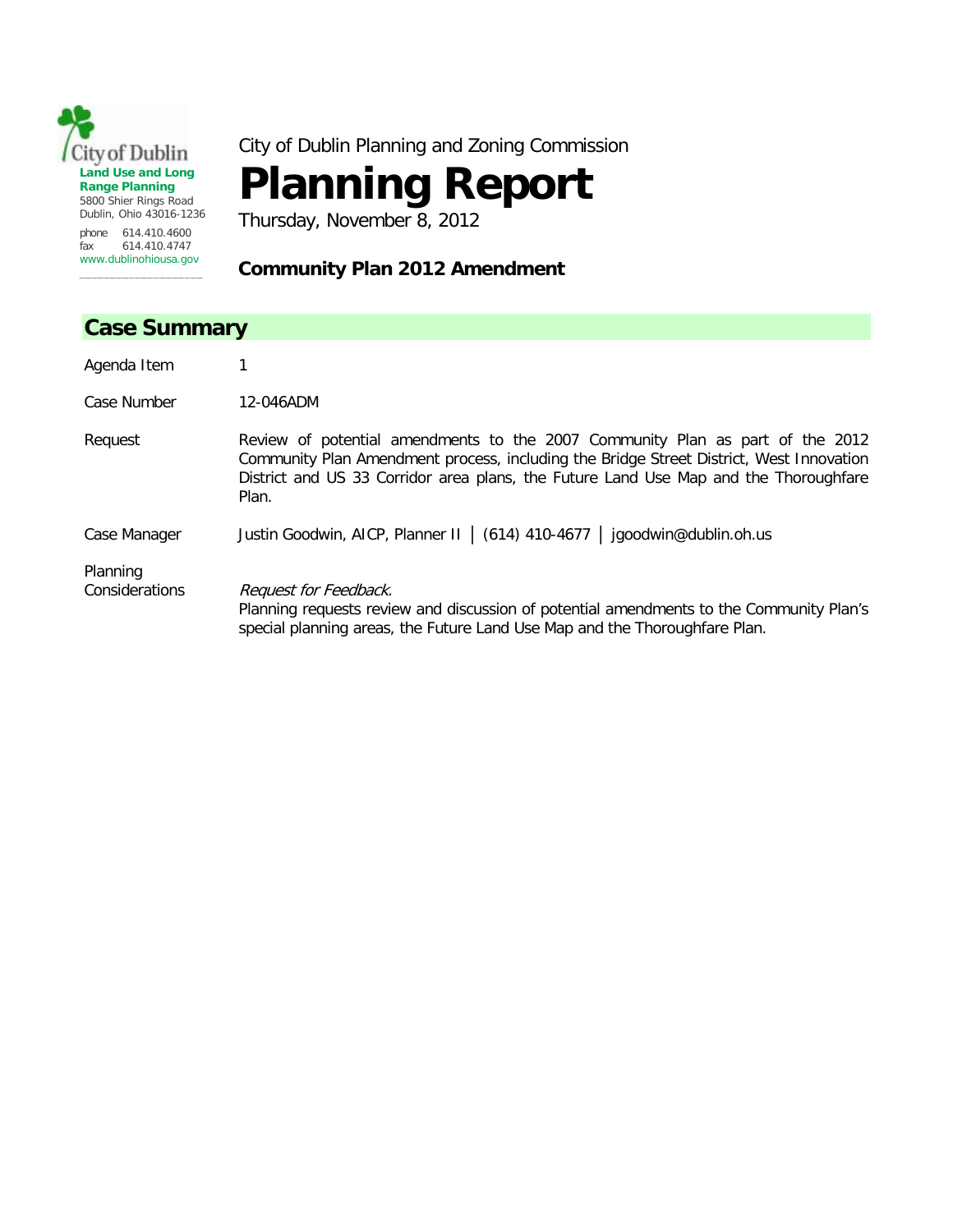City of Dublin
**Land Use and Long Range Planning**
5800 Shier Rings Road
Dublin, Ohio 43016-1236

phone 614.410.4600
fax 614.410.4747
www.dublinohiousa.gov

City of Dublin Planning and Zoning Commission

# Planning Report

Thursday, November 8, 2012

### Community Plan 2012 Amendment

## Case Summary

| | |
|---|---|
| Agenda Item | 1 |
| Case Number | 12-046ADM |
| Request | Review of potential amendments to the 2007 Community Plan as part of the 2012 Community Plan Amendment process, including the Bridge Street District, West Innovation District and US 33 Corridor area plans, the Future Land Use Map and the Thoroughfare Plan. |
| Case Manager | Justin Goodwin, AICP, Planner II │ (614) 410-4677 │ jgoodwin@dublin.oh.us |
| Planning Considerations | *Request for Feedback.* Planning requests review and discussion of potential amendments to the Community Plan's special planning areas, the Future Land Use Map and the Thoroughfare Plan. |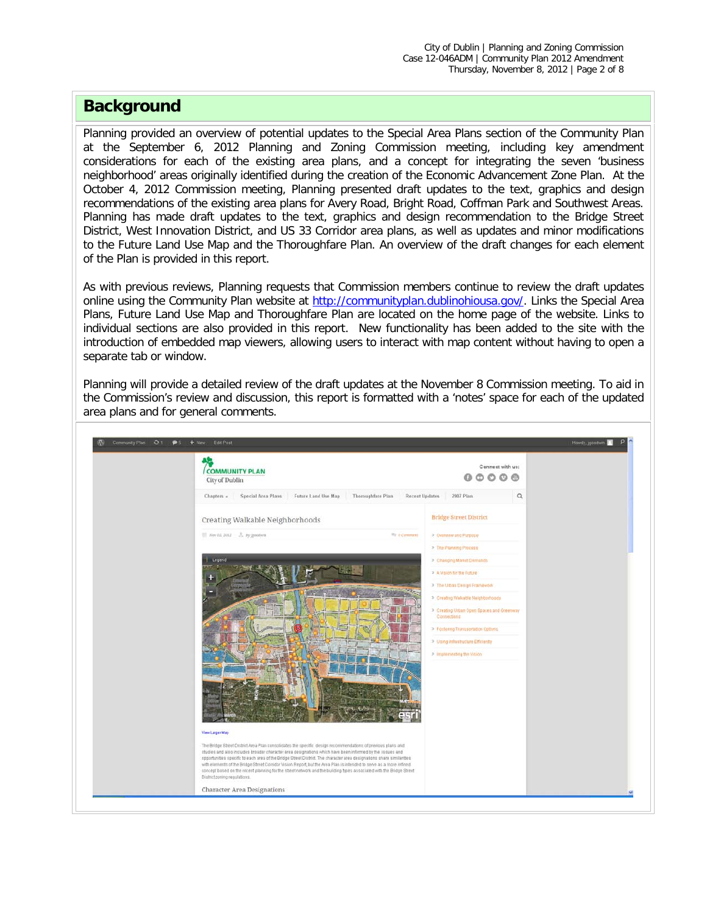## Background

Planning provided an overview of potential updates to the Special Area Plans section of the Community Plan at the September 6, 2012 Planning and Zoning Commission meeting, including key amendment considerations for each of the existing area plans, and a concept for integrating the seven 'business neighborhood' areas originally identified during the creation of the Economic Advancement Zone Plan. At the October 4, 2012 Commission meeting, Planning presented draft updates to the text, graphics and design recommendations of the existing area plans for Avery Road, Bright Road, Coffman Park and Southwest Areas. Planning has made draft updates to the text, graphics and design recommendation to the Bridge Street District, West Innovation District, and US 33 Corridor area plans, as well as updates and minor modifications to the Future Land Use Map and the Thoroughfare Plan. An overview of the draft changes for each element of the Plan is provided in this report.

As with previous reviews, Planning requests that Commission members continue to review the draft updates online using the Community Plan website at http://communityplan.dublinohiousa.gov/. Links the Special Area Plans, Future Land Use Map and Thoroughfare Plan are located on the home page of the website. Links to individual sections are also provided in this report. New functionality has been added to the site with the introduction of embedded map viewers, allowing users to interact with map content without having to open a separate tab or window.

Planning will provide a detailed review of the draft updates at the November 8 Commission meeting. To aid in the Commission's review and discussion, this report is formatted with a 'notes' space for each of the updated area plans and for general comments.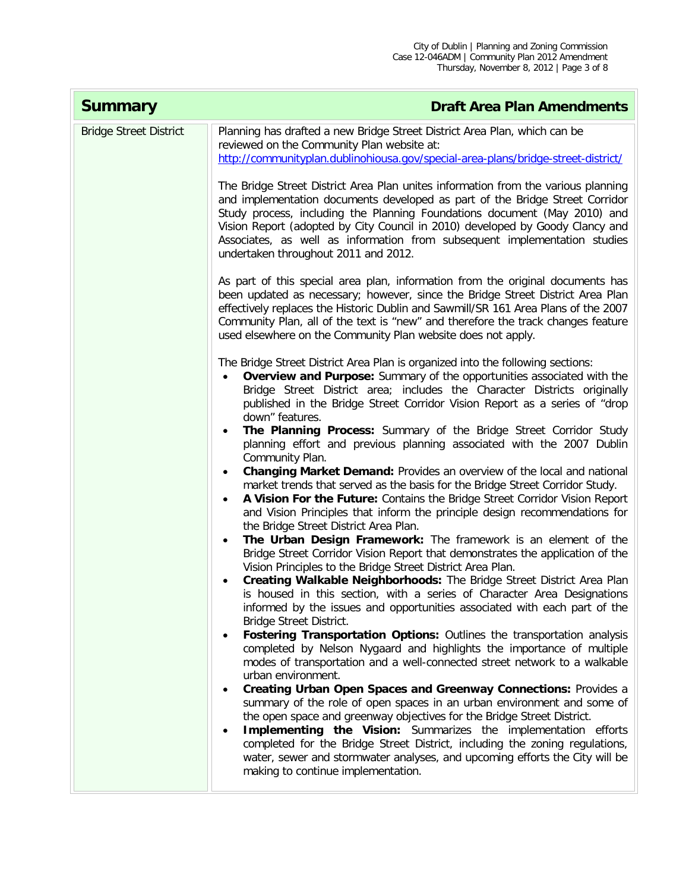| Summary | Draft Area Plan Amendments |
|---|---|
| Bridge Street District | Planning has drafted a new Bridge Street District Area Plan, which can be reviewed on the Community Plan website at: http://communityplan.dublinohiousa.gov/special-area-plans/bridge-street-district/ <br><br> The Bridge Street District Area Plan unites information from the various planning and implementation documents developed as part of the Bridge Street Corridor Study process, including the Planning Foundations document (May 2010) and Vision Report (adopted by City Council in 2010) developed by Goody Clancy and Associates, as well as information from subsequent implementation studies undertaken throughout 2011 and 2012. <br><br> As part of this special area plan, information from the original documents has been updated as necessary; however, since the Bridge Street District Area Plan effectively replaces the Historic Dublin and Sawmill/SR 161 Area Plans of the 2007 Community Plan, all of the text is "new" and therefore the track changes feature used elsewhere on the Community Plan website does not apply. <br><br> The Bridge Street District Area Plan is organized into the following sections: <br>• **Overview and Purpose:** Summary of the opportunities associated with the Bridge Street District area; includes the Character Districts originally published in the Bridge Street Corridor Vision Report as a series of "drop down" features. <br>• **The Planning Process:** Summary of the Bridge Street Corridor Study planning effort and previous planning associated with the 2007 Dublin Community Plan. <br>• **Changing Market Demand:** Provides an overview of the local and national market trends that served as the basis for the Bridge Street Corridor Study. <br>• **A Vision For the Future:** Contains the Bridge Street Corridor Vision Report and Vision Principles that inform the principle design recommendations for the Bridge Street District Area Plan. <br>• **The Urban Design Framework:** The framework is an element of the Bridge Street Corridor Vision Report that demonstrates the application of the Vision Principles to the Bridge Street District Area Plan. <br>• **Creating Walkable Neighborhoods:** The Bridge Street District Area Plan is housed in this section, with a series of Character Area Designations informed by the issues and opportunities associated with each part of the Bridge Street District. <br>• **Fostering Transportation Options:** Outlines the transportation analysis completed by Nelson Nygaard and highlights the importance of multiple modes of transportation and a well-connected street network to a walkable urban environment. <br>• **Creating Urban Open Spaces and Greenway Connections:** Provides a summary of the role of open spaces in an urban environment and some of the open space and greenway objectives for the Bridge Street District. <br>• **Implementing the Vision:** Summarizes the implementation efforts completed for the Bridge Street District, including the zoning regulations, water, sewer and stormwater analyses, and upcoming efforts the City will be making to continue implementation. |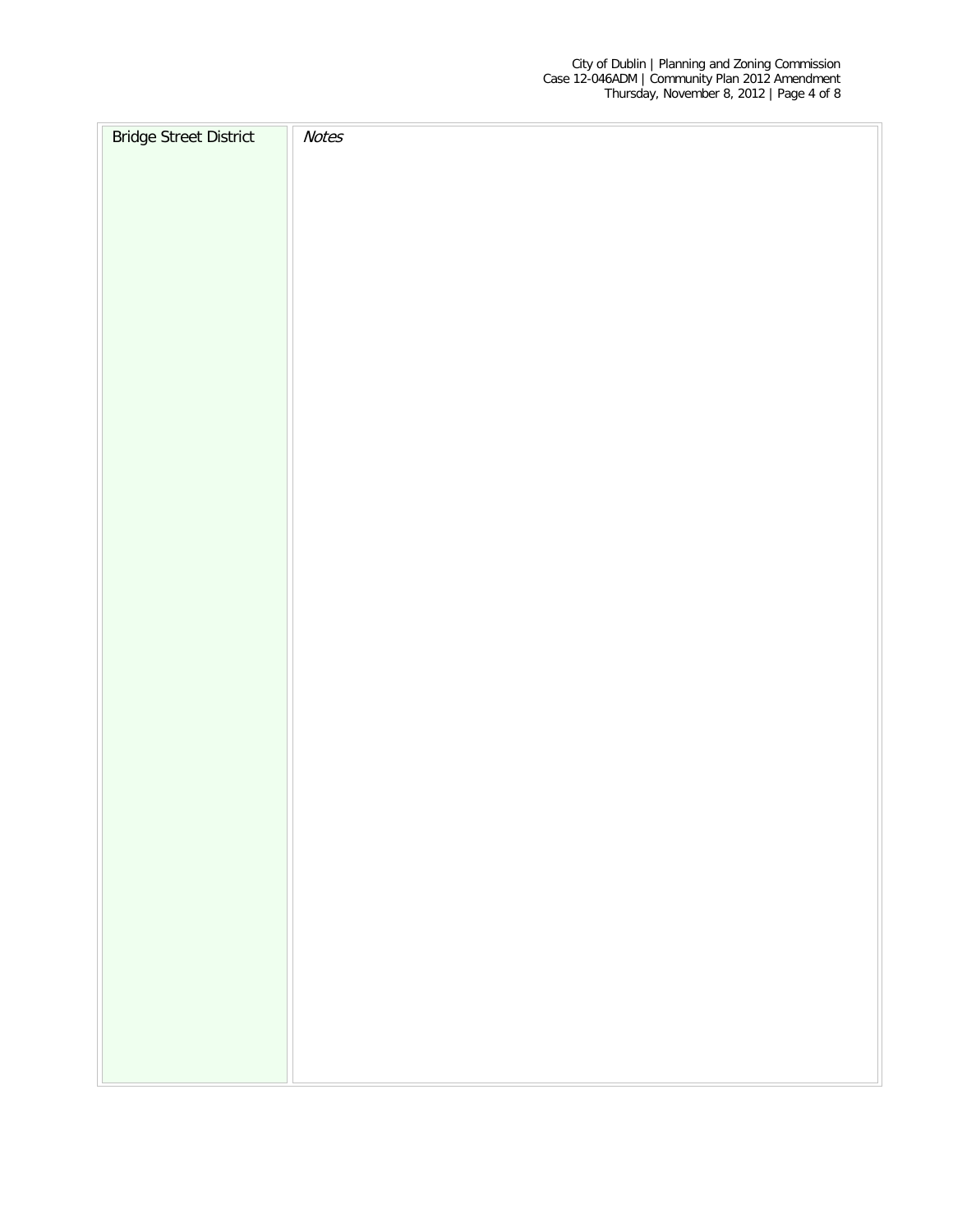| Bridge Street District | *Notes* |
| --- | --- |
| | |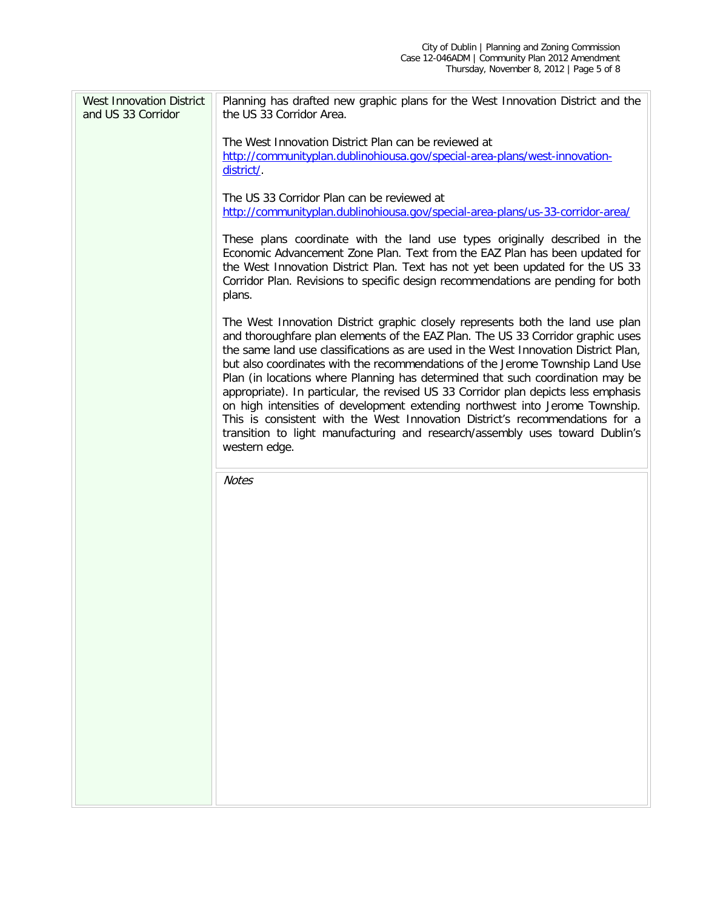| West Innovation District and US 33 Corridor | Planning has drafted new graphic plans for the West Innovation District and the the US 33 Corridor Area.<br><br>The West Innovation District Plan can be reviewed at http://communityplan.dublinohiousa.gov/special-area-plans/west-innovation-district/.<br><br>The US 33 Corridor Plan can be reviewed at http://communityplan.dublinohiousa.gov/special-area-plans/us-33-corridor-area/<br><br>These plans coordinate with the land use types originally described in the Economic Advancement Zone Plan. Text from the EAZ Plan has been updated for the West Innovation District Plan. Text has not yet been updated for the US 33 Corridor Plan. Revisions to specific design recommendations are pending for both plans.<br><br>The West Innovation District graphic closely represents both the land use plan and thoroughfare plan elements of the EAZ Plan. The US 33 Corridor graphic uses the same land use classifications as are used in the West Innovation District Plan, but also coordinates with the recommendations of the Jerome Township Land Use Plan (in locations where Planning has determined that such coordination may be appropriate). In particular, the revised US 33 Corridor plan depicts less emphasis on high intensities of development extending northwest into Jerome Township. This is consistent with the West Innovation District's recommendations for a transition to light manufacturing and research/assembly uses toward Dublin's western edge. |
|---|---|
| | *Notes* |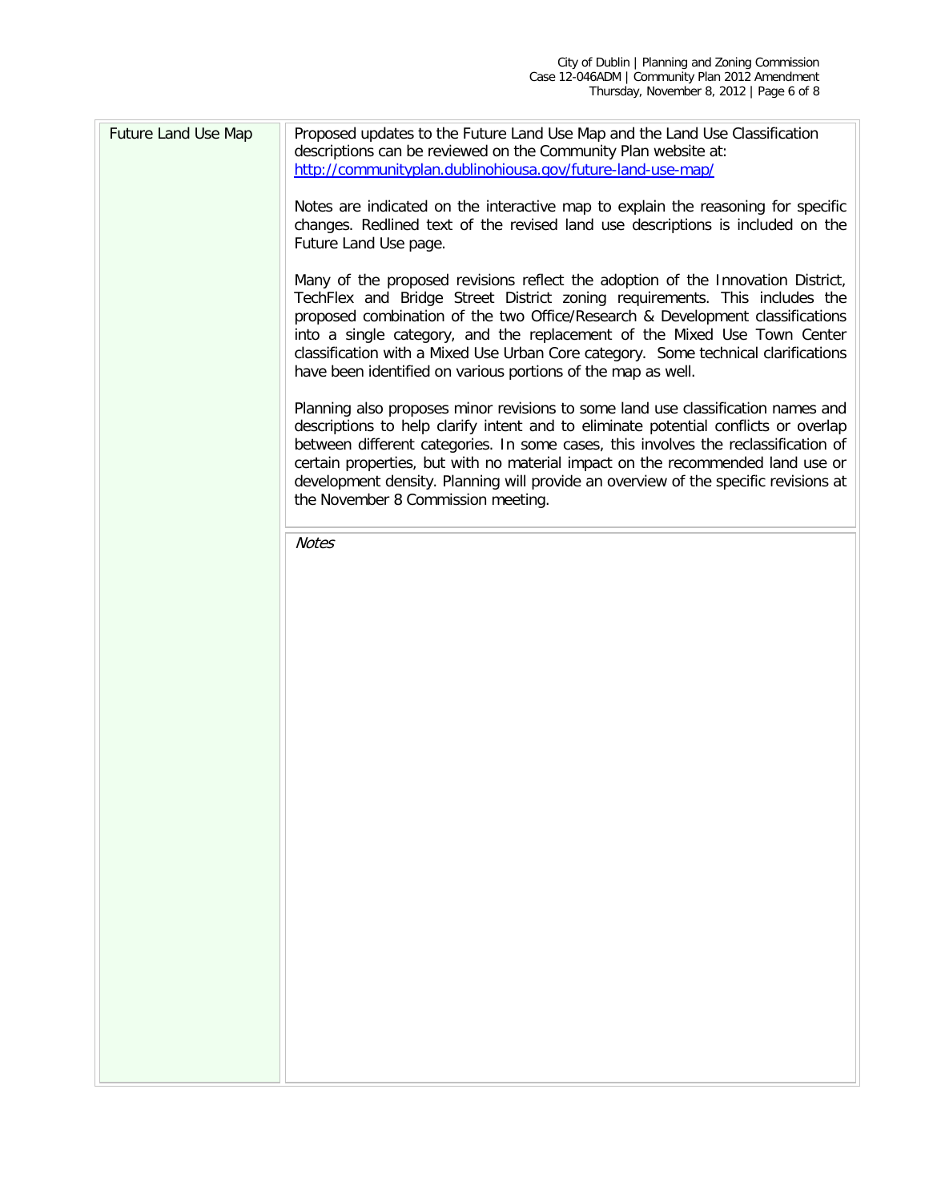| Future Land Use Map | Proposed updates to the Future Land Use Map and the Land Use Classification descriptions can be reviewed on the Community Plan website at: http://communityplan.dublinohiousa.gov/future-land-use-map/<br><br>Notes are indicated on the interactive map to explain the reasoning for specific changes. Redlined text of the revised land use descriptions is included on the Future Land Use page.<br><br>Many of the proposed revisions reflect the adoption of the Innovation District, TechFlex and Bridge Street District zoning requirements. This includes the proposed combination of the two Office/Research & Development classifications into a single category, and the replacement of the Mixed Use Town Center classification with a Mixed Use Urban Core category. Some technical clarifications have been identified on various portions of the map as well.<br><br>Planning also proposes minor revisions to some land use classification names and descriptions to help clarify intent and to eliminate potential conflicts or overlap between different categories. In some cases, this involves the reclassification of certain properties, but with no material impact on the recommended land use or development density. Planning will provide an overview of the specific revisions at the November 8 Commission meeting. |
| --- | --- |
| | *Notes* |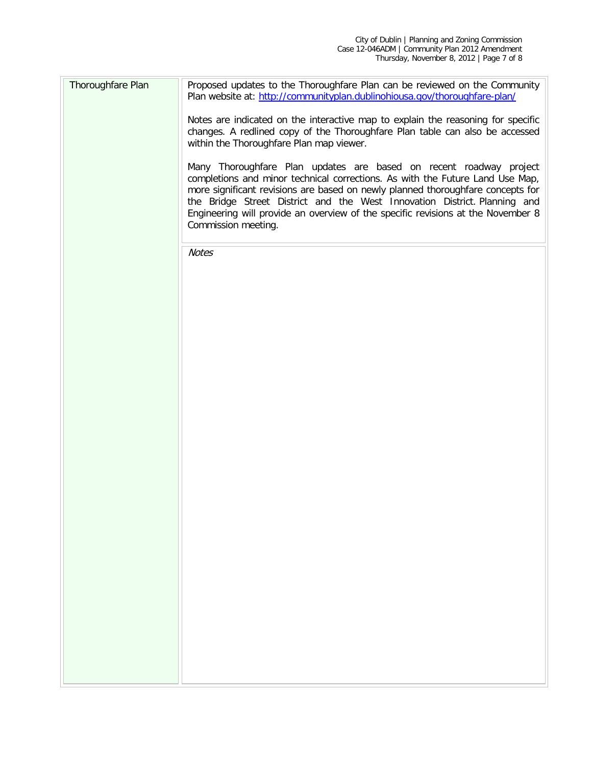| Thoroughfare Plan | Proposed updates to the Thoroughfare Plan can be reviewed on the Community Plan website at: http://communityplan.dublinohiousa.gov/thoroughfare-plan/<br><br>Notes are indicated on the interactive map to explain the reasoning for specific changes. A redlined copy of the Thoroughfare Plan table can also be accessed within the Thoroughfare Plan map viewer.<br><br>Many Thoroughfare Plan updates are based on recent roadway project completions and minor technical corrections. As with the Future Land Use Map, more significant revisions are based on newly planned thoroughfare concepts for the Bridge Street District and the West Innovation District. Planning and Engineering will provide an overview of the specific revisions at the November 8 Commission meeting. |
|---|---|
| | *Notes* |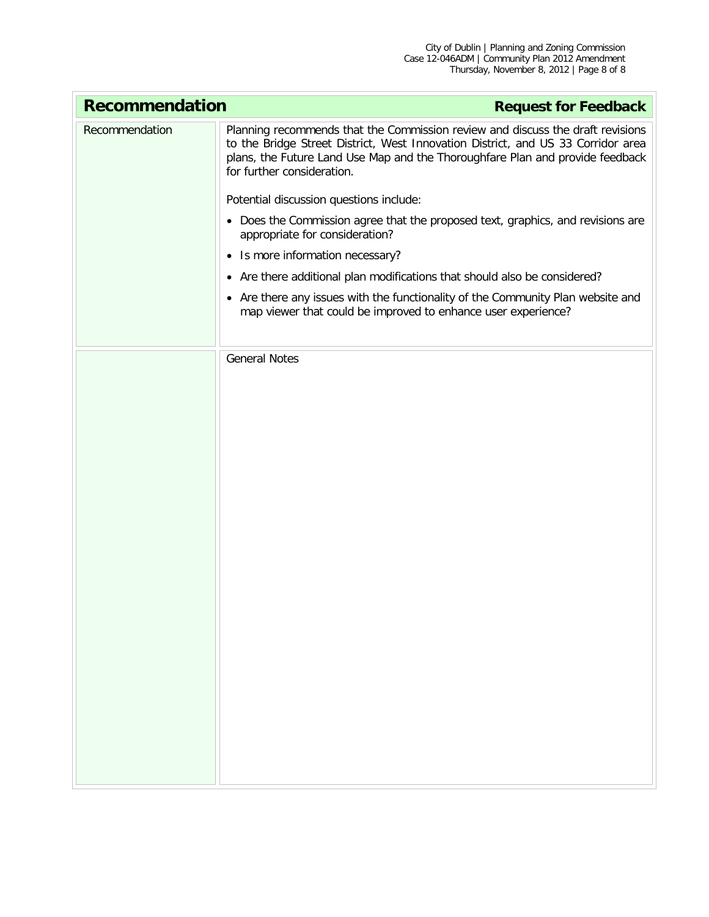## Recommendation

**Request for Feedback**

| | |
|---|---|
| Recommendation | Planning recommends that the Commission review and discuss the draft revisions to the Bridge Street District, West Innovation District, and US 33 Corridor area plans, the Future Land Use Map and the Thoroughfare Plan and provide feedback for further consideration.<br><br>Potential discussion questions include:<br><br>• Does the Commission agree that the proposed text, graphics, and revisions are appropriate for consideration?<br>• Is more information necessary?<br>• Are there additional plan modifications that should also be considered?<br>• Are there any issues with the functionality of the Community Plan website and map viewer that could be improved to enhance user experience? |
| | General Notes |